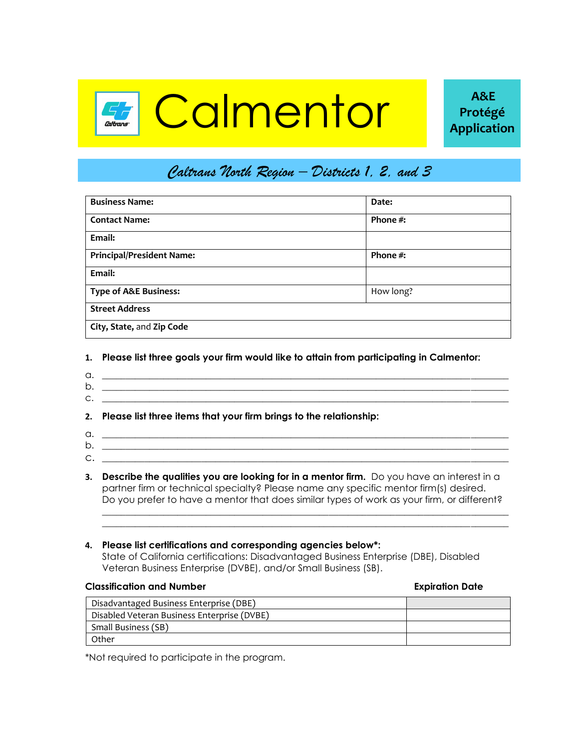# Calmentor

**A&E Protégé Application**

## Caltrans North Region – Districts 1, 2, and 3

| **Business Name:** | **Date:** |
|---|---|
| **Contact Name:** | **Phone #:** |
| **Email:** | |
| **Principal/President Name:** | **Phone #:** |
| **Email:** | |
| **Type of A&E Business:** | How long? |
| **Street Address** | |
| **City, State,** and **Zip Code** | |

1. **Please list three goals your firm would like to attain from participating in Calmentor:**

   a. ______________________________________________________________________
   b. ______________________________________________________________________
   c. ______________________________________________________________________

2. **Please list three items that your firm brings to the relationship:**

   a. ______________________________________________________________________
   b. ______________________________________________________________________
   c. ______________________________________________________________________

3. **Describe the qualities you are looking for in a mentor firm.** Do you have an interest in a partner firm or technical specialty? Please name any specific mentor firm(s) desired. Do you prefer to have a mentor that does similar types of work as your firm, or different?

   ______________________________________________________________________
   ______________________________________________________________________

4. **Please list certifications and corresponding agencies below\*:**
   State of California certifications: Disadvantaged Business Enterprise (DBE), Disabled Veteran Business Enterprise (DVBE), and/or Small Business (SB).

| **Classification and Number** | **Expiration Date** |
|---|---|
| Disadvantaged Business Enterprise (DBE) | |
| Disabled Veteran Business Enterprise (DVBE) | |
| Small Business (SB) | |
| Other | |

*Not required to participate in the program.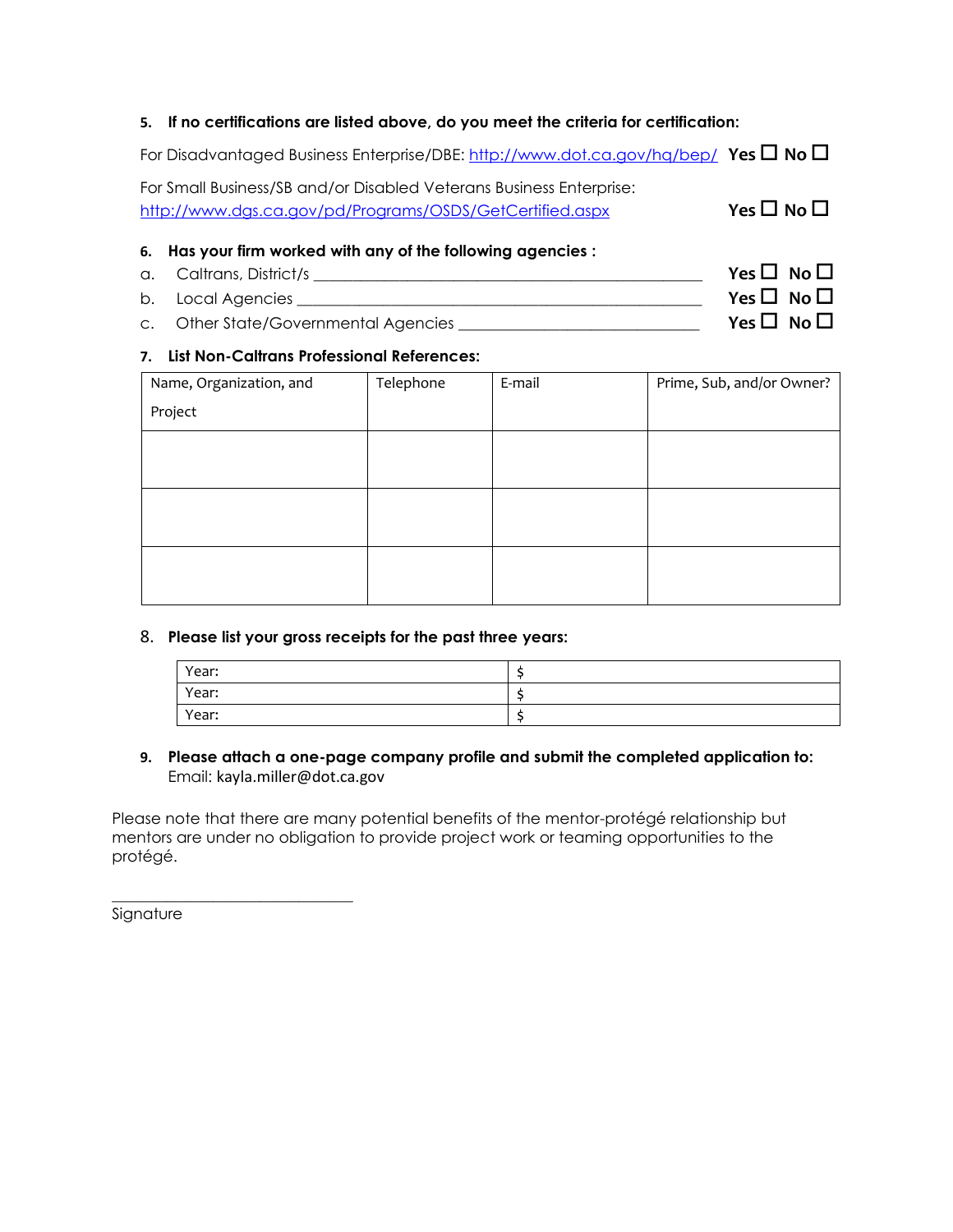**5. If no certifications are listed above, do you meet the criteria for certification:**

For Disadvantaged Business Enterprise/DBE: [http://www.dot.ca.gov/hq/bep/](http://www.dot.ca.gov/hq/bep/) **Yes** ☐ **No** ☐

For Small Business/SB and/or Disabled Veterans Business Enterprise: [http://www.dgs.ca.gov/pd/Programs/OSDS/GetCertified.aspx](http://www.dgs.ca.gov/pd/Programs/OSDS/GetCertified.aspx) **Yes** ☐ **No** ☐

**6. Has your firm worked with any of the following agencies :**

a. Caltrans, District/s ____________________________________________ **Yes** ☐ **No** ☐

b. Local Agencies ____________________________________________ **Yes** ☐ **No** ☐

c. Other State/Governmental Agencies ____________________________ **Yes** ☐ **No** ☐

**7. List Non-Caltrans Professional References:**

| Name, Organization, and Project | Telephone | E-mail | Prime, Sub, and/or Owner? |
|---|---|---|---|
| | | | |
| | | | |
| | | | |

**8. Please list your gross receipts for the past three years:**

| | |
|---|---|
| Year: | $ |
| Year: | $ |
| Year: | $ |

**9. Please attach a one-page company profile and submit the completed application to:**
Email: kayla.miller@dot.ca.gov

Please note that there are many potential benefits of the mentor-protégé relationship but mentors are under no obligation to provide project work or teaming opportunities to the protégé.

______________________________
Signature